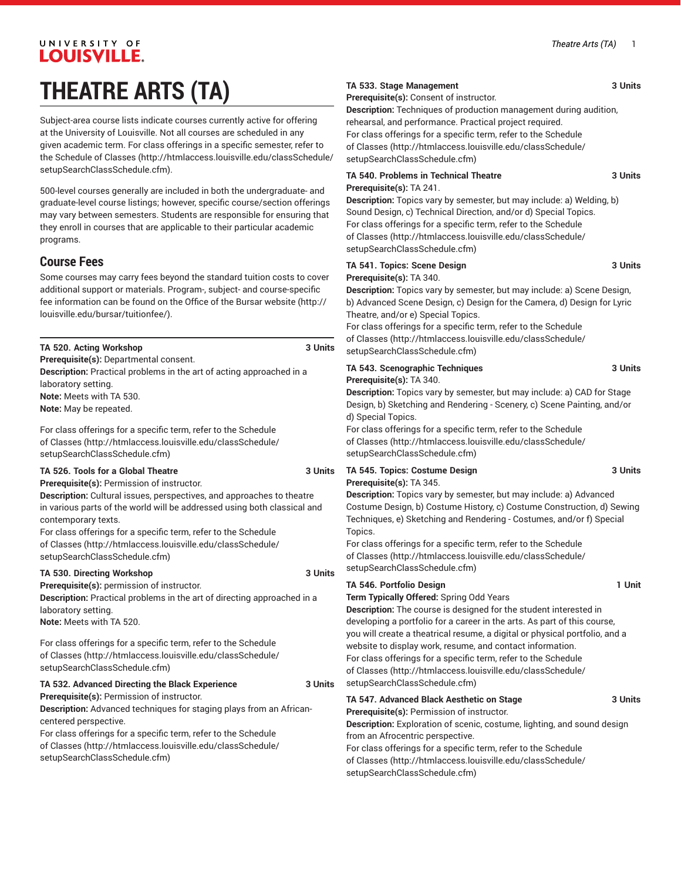# THEATRE ARTS (TA)

Subject-area course lists indicate courses currently active for offering at the University of Louisville. Not all courses are scheduled in any given academic term. For class offerings in a specific semester, refer to the Schedule of Classes (http://htmlaccess.louisville.edu/classSchedule/setupSearchClassSchedule.cfm).

500-level courses generally are included in both the undergraduate- and graduate-level course listings; however, specific course/section offerings may vary between semesters. Students are responsible for ensuring that they enroll in courses that are applicable to their particular academic programs.

## Course Fees

Some courses may carry fees beyond the standard tuition costs to cover additional support or materials. Program-, subject- and course-specific fee information can be found on the Office of the Bursar website (http://louisville.edu/bursar/tuitionfee/).

**TA 520. Acting Workshop** 3 Units
**Prerequisite(s):** Departmental consent.
**Description:** Practical problems in the art of acting approached in a laboratory setting.
**Note:** Meets with TA 530.
**Note:** May be repeated.

For class offerings for a specific term, refer to the Schedule of Classes (http://htmlaccess.louisville.edu/classSchedule/setupSearchClassSchedule.cfm)

**TA 526. Tools for a Global Theatre** 3 Units
**Prerequisite(s):** Permission of instructor.
**Description:** Cultural issues, perspectives, and approaches to theatre in various parts of the world will be addressed using both classical and contemporary texts.
For class offerings for a specific term, refer to the Schedule of Classes (http://htmlaccess.louisville.edu/classSchedule/setupSearchClassSchedule.cfm)

**TA 530. Directing Workshop** 3 Units
**Prerequisite(s):** permission of instructor.
**Description:** Practical problems in the art of directing approached in a laboratory setting.
**Note:** Meets with TA 520.

For class offerings for a specific term, refer to the Schedule of Classes (http://htmlaccess.louisville.edu/classSchedule/setupSearchClassSchedule.cfm)

**TA 532. Advanced Directing the Black Experience** 3 Units
**Prerequisite(s):** Permission of instructor.
**Description:** Advanced techniques for staging plays from an African-centered perspective.
For class offerings for a specific term, refer to the Schedule of Classes (http://htmlaccess.louisville.edu/classSchedule/setupSearchClassSchedule.cfm)

**TA 533. Stage Management** 3 Units
**Prerequisite(s):** Consent of instructor.
**Description:** Techniques of production management during audition, rehearsal, and performance. Practical project required.
For class offerings for a specific term, refer to the Schedule of Classes (http://htmlaccess.louisville.edu/classSchedule/setupSearchClassSchedule.cfm)

**TA 540. Problems in Technical Theatre** 3 Units
**Prerequisite(s):** TA 241.
**Description:** Topics vary by semester, but may include: a) Welding, b) Sound Design, c) Technical Direction, and/or d) Special Topics.
For class offerings for a specific term, refer to the Schedule of Classes (http://htmlaccess.louisville.edu/classSchedule/setupSearchClassSchedule.cfm)

**TA 541. Topics: Scene Design** 3 Units
**Prerequisite(s):** TA 340.
**Description:** Topics vary by semester, but may include: a) Scene Design, b) Advanced Scene Design, c) Design for the Camera, d) Design for Lyric Theatre, and/or e) Special Topics.
For class offerings for a specific term, refer to the Schedule of Classes (http://htmlaccess.louisville.edu/classSchedule/setupSearchClassSchedule.cfm)

**TA 543. Scenographic Techniques** 3 Units
**Prerequisite(s):** TA 340.
**Description:** Topics vary by semester, but may include: a) CAD for Stage Design, b) Sketching and Rendering - Scenery, c) Scene Painting, and/or d) Special Topics.
For class offerings for a specific term, refer to the Schedule of Classes (http://htmlaccess.louisville.edu/classSchedule/setupSearchClassSchedule.cfm)

**TA 545. Topics: Costume Design** 3 Units
**Prerequisite(s):** TA 345.
**Description:** Topics vary by semester, but may include: a) Advanced Costume Design, b) Costume History, c) Costume Construction, d) Sewing Techniques, e) Sketching and Rendering - Costumes, and/or f) Special Topics.
For class offerings for a specific term, refer to the Schedule of Classes (http://htmlaccess.louisville.edu/classSchedule/setupSearchClassSchedule.cfm)

**TA 546. Portfolio Design** 1 Unit
**Term Typically Offered:** Spring Odd Years
**Description:** The course is designed for the student interested in developing a portfolio for a career in the arts. As part of this course, you will create a theatrical resume, a digital or physical portfolio, and a website to display work, resume, and contact information.
For class offerings for a specific term, refer to the Schedule of Classes (http://htmlaccess.louisville.edu/classSchedule/setupSearchClassSchedule.cfm)

**TA 547. Advanced Black Aesthetic on Stage** 3 Units
**Prerequisite(s):** Permission of instructor.
**Description:** Exploration of scenic, costume, lighting, and sound design from an Afrocentric perspective.
For class offerings for a specific term, refer to the Schedule of Classes (http://htmlaccess.louisville.edu/classSchedule/setupSearchClassSchedule.cfm)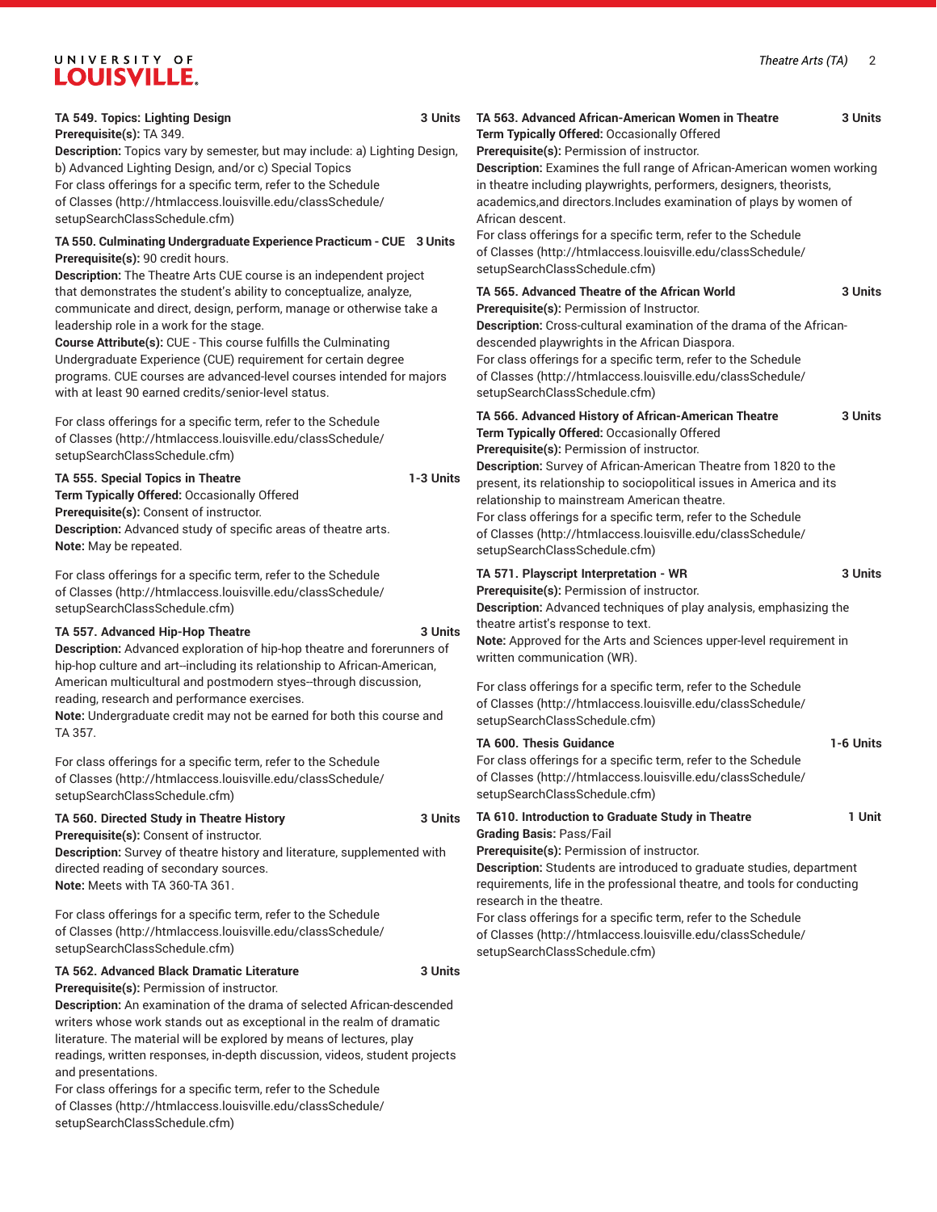**TA 549. Topics: Lighting Design** **3 Units**

**Prerequisite(s):** TA 349.

**Description:** Topics vary by semester, but may include: a) Lighting Design, b) Advanced Lighting Design, and/or c) Special Topics

For class offerings for a specific term, refer to the Schedule of Classes (http://htmlaccess.louisville.edu/classSchedule/setupSearchClassSchedule.cfm)

**TA 550. Culminating Undergraduate Experience Practicum - CUE** **3 Units**

**Prerequisite(s):** 90 credit hours.

**Description:** The Theatre Arts CUE course is an independent project that demonstrates the student's ability to conceptualize, analyze, communicate and direct, design, perform, manage or otherwise take a leadership role in a work for the stage.

**Course Attribute(s):** CUE - This course fulfills the Culminating Undergraduate Experience (CUE) requirement for certain degree programs. CUE courses are advanced-level courses intended for majors with at least 90 earned credits/senior-level status.

For class offerings for a specific term, refer to the Schedule of Classes (http://htmlaccess.louisville.edu/classSchedule/setupSearchClassSchedule.cfm)

**TA 555. Special Topics in Theatre** **1-3 Units**

**Term Typically Offered:** Occasionally Offered

**Prerequisite(s):** Consent of instructor.

**Description:** Advanced study of specific areas of theatre arts.

**Note:** May be repeated.

For class offerings for a specific term, refer to the Schedule of Classes (http://htmlaccess.louisville.edu/classSchedule/setupSearchClassSchedule.cfm)

**TA 557. Advanced Hip-Hop Theatre** **3 Units**

**Description:** Advanced exploration of hip-hop theatre and forerunners of hip-hop culture and art--including its relationship to African-American, American multicultural and postmodern styes--through discussion, reading, research and performance exercises.

**Note:** Undergraduate credit may not be earned for both this course and TA 357.

For class offerings for a specific term, refer to the Schedule of Classes (http://htmlaccess.louisville.edu/classSchedule/setupSearchClassSchedule.cfm)

**TA 560. Directed Study in Theatre History** **3 Units**

**Prerequisite(s):** Consent of instructor.

**Description:** Survey of theatre history and literature, supplemented with directed reading of secondary sources.

**Note:** Meets with TA 360-TA 361.

For class offerings for a specific term, refer to the Schedule of Classes (http://htmlaccess.louisville.edu/classSchedule/setupSearchClassSchedule.cfm)

**TA 562. Advanced Black Dramatic Literature** **3 Units**

**Prerequisite(s):** Permission of instructor.

**Description:** An examination of the drama of selected African-descended writers whose work stands out as exceptional in the realm of dramatic literature. The material will be explored by means of lectures, play readings, written responses, in-depth discussion, videos, student projects and presentations.

For class offerings for a specific term, refer to the Schedule of Classes (http://htmlaccess.louisville.edu/classSchedule/setupSearchClassSchedule.cfm)

**TA 563. Advanced African-American Women in Theatre** **3 Units**

**Term Typically Offered:** Occasionally Offered

**Prerequisite(s):** Permission of instructor.

**Description:** Examines the full range of African-American women working in theatre including playwrights, performers, designers, theorists, academics,and directors.Includes examination of plays by women of African descent.

For class offerings for a specific term, refer to the Schedule of Classes (http://htmlaccess.louisville.edu/classSchedule/setupSearchClassSchedule.cfm)

**TA 565. Advanced Theatre of the African World** **3 Units**

**Prerequisite(s):** Permission of Instructor.

**Description:** Cross-cultural examination of the drama of the African-descended playwrights in the African Diaspora.

For class offerings for a specific term, refer to the Schedule of Classes (http://htmlaccess.louisville.edu/classSchedule/setupSearchClassSchedule.cfm)

**TA 566. Advanced History of African-American Theatre** **3 Units**

**Term Typically Offered:** Occasionally Offered

**Prerequisite(s):** Permission of instructor.

**Description:** Survey of African-American Theatre from 1820 to the present, its relationship to sociopolitical issues in America and its relationship to mainstream American theatre.

For class offerings for a specific term, refer to the Schedule of Classes (http://htmlaccess.louisville.edu/classSchedule/setupSearchClassSchedule.cfm)

**TA 571. Playscript Interpretation - WR** **3 Units**

**Prerequisite(s):** Permission of instructor.

**Description:** Advanced techniques of play analysis, emphasizing the theatre artist's response to text.

**Note:** Approved for the Arts and Sciences upper-level requirement in written communication (WR).

For class offerings for a specific term, refer to the Schedule of Classes (http://htmlaccess.louisville.edu/classSchedule/setupSearchClassSchedule.cfm)

**TA 600. Thesis Guidance** **1-6 Units**

For class offerings for a specific term, refer to the Schedule of Classes (http://htmlaccess.louisville.edu/classSchedule/setupSearchClassSchedule.cfm)

**TA 610. Introduction to Graduate Study in Theatre** **1 Unit**

**Grading Basis:** Pass/Fail

**Prerequisite(s):** Permission of instructor.

**Description:** Students are introduced to graduate studies, department requirements, life in the professional theatre, and tools for conducting research in the theatre.

For class offerings for a specific term, refer to the Schedule of Classes (http://htmlaccess.louisville.edu/classSchedule/setupSearchClassSchedule.cfm)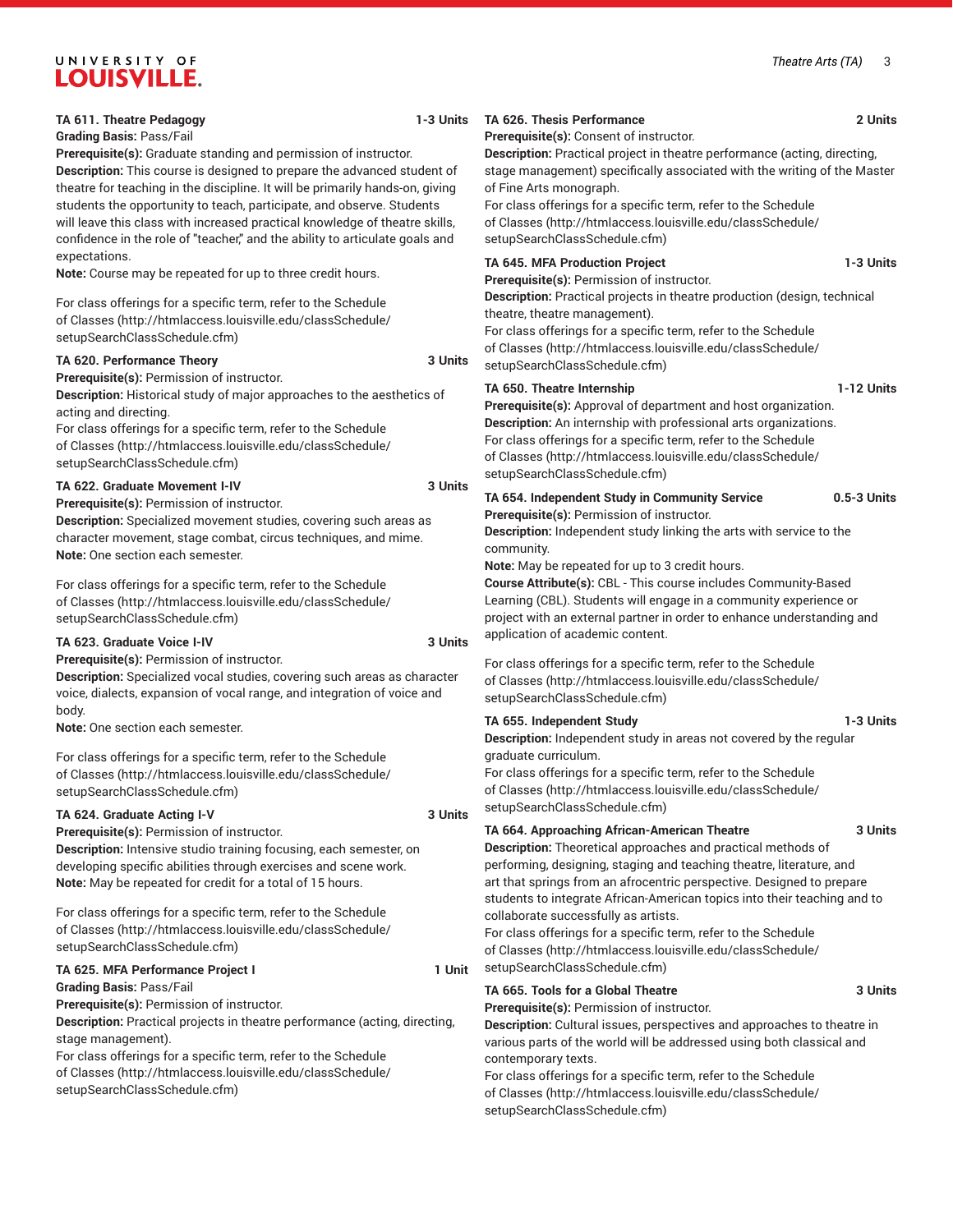**TA 611. Theatre Pedagogy 1-3 Units**

**Grading Basis:** Pass/Fail

**Prerequisite(s):** Graduate standing and permission of instructor.

**Description:** This course is designed to prepare the advanced student of theatre for teaching in the discipline. It will be primarily hands-on, giving students the opportunity to teach, participate, and observe. Students will leave this class with increased practical knowledge of theatre skills, confidence in the role of "teacher," and the ability to articulate goals and expectations.

**Note:** Course may be repeated for up to three credit hours.

For class offerings for a specific term, refer to the Schedule of Classes (http://htmlaccess.louisville.edu/classSchedule/setupSearchClassSchedule.cfm)

**TA 620. Performance Theory 3 Units**

**Prerequisite(s):** Permission of instructor.

**Description:** Historical study of major approaches to the aesthetics of acting and directing.

For class offerings for a specific term, refer to the Schedule of Classes (http://htmlaccess.louisville.edu/classSchedule/setupSearchClassSchedule.cfm)

**TA 622. Graduate Movement I-IV 3 Units**

**Prerequisite(s):** Permission of instructor.

**Description:** Specialized movement studies, covering such areas as character movement, stage combat, circus techniques, and mime.

**Note:** One section each semester.

For class offerings for a specific term, refer to the Schedule of Classes (http://htmlaccess.louisville.edu/classSchedule/setupSearchClassSchedule.cfm)

**TA 623. Graduate Voice I-IV 3 Units**

**Prerequisite(s):** Permission of instructor.

**Description:** Specialized vocal studies, covering such areas as character voice, dialects, expansion of vocal range, and integration of voice and body.

**Note:** One section each semester.

For class offerings for a specific term, refer to the Schedule of Classes (http://htmlaccess.louisville.edu/classSchedule/setupSearchClassSchedule.cfm)

**TA 624. Graduate Acting I-V 3 Units**

**Prerequisite(s):** Permission of instructor.

**Description:** Intensive studio training focusing, each semester, on developing specific abilities through exercises and scene work.

**Note:** May be repeated for credit for a total of 15 hours.

For class offerings for a specific term, refer to the Schedule of Classes (http://htmlaccess.louisville.edu/classSchedule/setupSearchClassSchedule.cfm)

**TA 625. MFA Performance Project I 1 Unit**

**Grading Basis:** Pass/Fail

**Prerequisite(s):** Permission of instructor.

**Description:** Practical projects in theatre performance (acting, directing, stage management).

For class offerings for a specific term, refer to the Schedule of Classes (http://htmlaccess.louisville.edu/classSchedule/setupSearchClassSchedule.cfm)

**TA 626. Thesis Performance 2 Units**

**Prerequisite(s):** Consent of instructor.

**Description:** Practical project in theatre performance (acting, directing, stage management) specifically associated with the writing of the Master of Fine Arts monograph.

For class offerings for a specific term, refer to the Schedule of Classes (http://htmlaccess.louisville.edu/classSchedule/setupSearchClassSchedule.cfm)

**TA 645. MFA Production Project 1-3 Units**

**Prerequisite(s):** Permission of instructor.

**Description:** Practical projects in theatre production (design, technical theatre, theatre management).

For class offerings for a specific term, refer to the Schedule of Classes (http://htmlaccess.louisville.edu/classSchedule/setupSearchClassSchedule.cfm)

**TA 650. Theatre Internship 1-12 Units**

**Prerequisite(s):** Approval of department and host organization.

**Description:** An internship with professional arts organizations.

For class offerings for a specific term, refer to the Schedule of Classes (http://htmlaccess.louisville.edu/classSchedule/setupSearchClassSchedule.cfm)

**TA 654. Independent Study in Community Service 0.5-3 Units**

**Prerequisite(s):** Permission of instructor.

**Description:** Independent study linking the arts with service to the community.

**Note:** May be repeated for up to 3 credit hours.

**Course Attribute(s):** CBL - This course includes Community-Based Learning (CBL). Students will engage in a community experience or project with an external partner in order to enhance understanding and application of academic content.

For class offerings for a specific term, refer to the Schedule of Classes (http://htmlaccess.louisville.edu/classSchedule/setupSearchClassSchedule.cfm)

**TA 655. Independent Study 1-3 Units**

**Description:** Independent study in areas not covered by the regular graduate curriculum.

For class offerings for a specific term, refer to the Schedule of Classes (http://htmlaccess.louisville.edu/classSchedule/setupSearchClassSchedule.cfm)

**TA 664. Approaching African-American Theatre 3 Units**

**Description:** Theoretical approaches and practical methods of performing, designing, staging and teaching theatre, literature, and art that springs from an afrocentric perspective. Designed to prepare students to integrate African-American topics into their teaching and to collaborate successfully as artists.

For class offerings for a specific term, refer to the Schedule of Classes (http://htmlaccess.louisville.edu/classSchedule/setupSearchClassSchedule.cfm)

**TA 665. Tools for a Global Theatre 3 Units**

**Prerequisite(s):** Permission of instructor.

**Description:** Cultural issues, perspectives and approaches to theatre in various parts of the world will be addressed using both classical and contemporary texts.

For class offerings for a specific term, refer to the Schedule of Classes (http://htmlaccess.louisville.edu/classSchedule/setupSearchClassSchedule.cfm)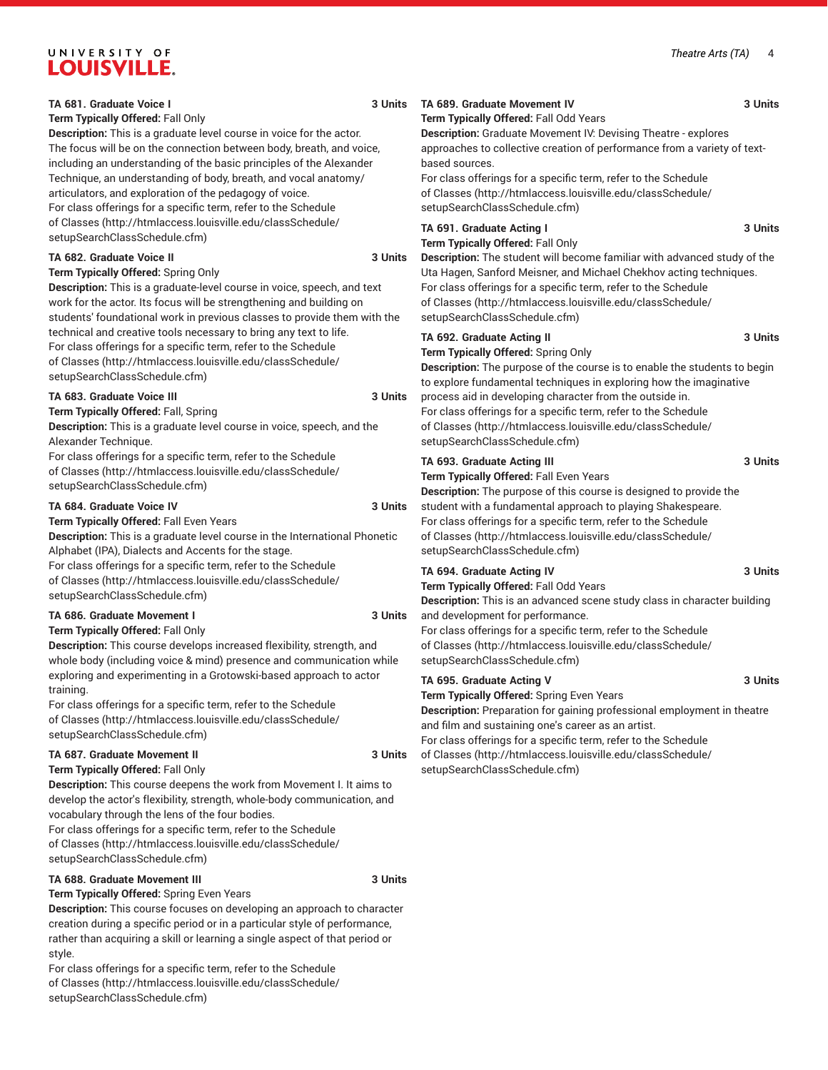**TA 681. Graduate Voice I** **3 Units**
**Term Typically Offered:** Fall Only
**Description:** This is a graduate level course in voice for the actor. The focus will be on the connection between body, breath, and voice, including an understanding of the basic principles of the Alexander Technique, an understanding of body, breath, and vocal anatomy/articulators, and exploration of the pedagogy of voice.
For class offerings for a specific term, refer to the Schedule of Classes (http://htmlaccess.louisville.edu/classSchedule/setupSearchClassSchedule.cfm)

**TA 682. Graduate Voice II** **3 Units**
**Term Typically Offered:** Spring Only
**Description:** This is a graduate-level course in voice, speech, and text work for the actor. Its focus will be strengthening and building on students' foundational work in previous classes to provide them with the technical and creative tools necessary to bring any text to life.
For class offerings for a specific term, refer to the Schedule of Classes (http://htmlaccess.louisville.edu/classSchedule/setupSearchClassSchedule.cfm)

**TA 683. Graduate Voice III** **3 Units**
**Term Typically Offered:** Fall, Spring
**Description:** This is a graduate level course in voice, speech, and the Alexander Technique.
For class offerings for a specific term, refer to the Schedule of Classes (http://htmlaccess.louisville.edu/classSchedule/setupSearchClassSchedule.cfm)

**TA 684. Graduate Voice IV** **3 Units**
**Term Typically Offered:** Fall Even Years
**Description:** This is a graduate level course in the International Phonetic Alphabet (IPA), Dialects and Accents for the stage.
For class offerings for a specific term, refer to the Schedule of Classes (http://htmlaccess.louisville.edu/classSchedule/setupSearchClassSchedule.cfm)

**TA 686. Graduate Movement I** **3 Units**
**Term Typically Offered:** Fall Only
**Description:** This course develops increased flexibility, strength, and whole body (including voice & mind) presence and communication while exploring and experimenting in a Grotowski-based approach to actor training.
For class offerings for a specific term, refer to the Schedule of Classes (http://htmlaccess.louisville.edu/classSchedule/setupSearchClassSchedule.cfm)

**TA 687. Graduate Movement II** **3 Units**
**Term Typically Offered:** Fall Only
**Description:** This course deepens the work from Movement I. It aims to develop the actor's flexibility, strength, whole-body communication, and vocabulary through the lens of the four bodies.
For class offerings for a specific term, refer to the Schedule of Classes (http://htmlaccess.louisville.edu/classSchedule/setupSearchClassSchedule.cfm)

**TA 688. Graduate Movement III** **3 Units**
**Term Typically Offered:** Spring Even Years
**Description:** This course focuses on developing an approach to character creation during a specific period or in a particular style of performance, rather than acquiring a skill or learning a single aspect of that period or style.
For class offerings for a specific term, refer to the Schedule of Classes (http://htmlaccess.louisville.edu/classSchedule/setupSearchClassSchedule.cfm)

**TA 689. Graduate Movement IV** **3 Units**
**Term Typically Offered:** Fall Odd Years
**Description:** Graduate Movement IV: Devising Theatre - explores approaches to collective creation of performance from a variety of text-based sources.
For class offerings for a specific term, refer to the Schedule of Classes (http://htmlaccess.louisville.edu/classSchedule/setupSearchClassSchedule.cfm)

**TA 691. Graduate Acting I** **3 Units**
**Term Typically Offered:** Fall Only
**Description:** The student will become familiar with advanced study of the Uta Hagen, Sanford Meisner, and Michael Chekhov acting techniques.
For class offerings for a specific term, refer to the Schedule of Classes (http://htmlaccess.louisville.edu/classSchedule/setupSearchClassSchedule.cfm)

**TA 692. Graduate Acting II** **3 Units**
**Term Typically Offered:** Spring Only
**Description:** The purpose of the course is to enable the students to begin to explore fundamental techniques in exploring how the imaginative process aid in developing character from the outside in.
For class offerings for a specific term, refer to the Schedule of Classes (http://htmlaccess.louisville.edu/classSchedule/setupSearchClassSchedule.cfm)

**TA 693. Graduate Acting III** **3 Units**
**Term Typically Offered:** Fall Even Years
**Description:** The purpose of this course is designed to provide the student with a fundamental approach to playing Shakespeare.
For class offerings for a specific term, refer to the Schedule of Classes (http://htmlaccess.louisville.edu/classSchedule/setupSearchClassSchedule.cfm)

**TA 694. Graduate Acting IV** **3 Units**
**Term Typically Offered:** Fall Odd Years
**Description:** This is an advanced scene study class in character building and development for performance.
For class offerings for a specific term, refer to the Schedule of Classes (http://htmlaccess.louisville.edu/classSchedule/setupSearchClassSchedule.cfm)

**TA 695. Graduate Acting V** **3 Units**
**Term Typically Offered:** Spring Even Years
**Description:** Preparation for gaining professional employment in theatre and film and sustaining one's career as an artist.
For class offerings for a specific term, refer to the Schedule of Classes (http://htmlaccess.louisville.edu/classSchedule/setupSearchClassSchedule.cfm)